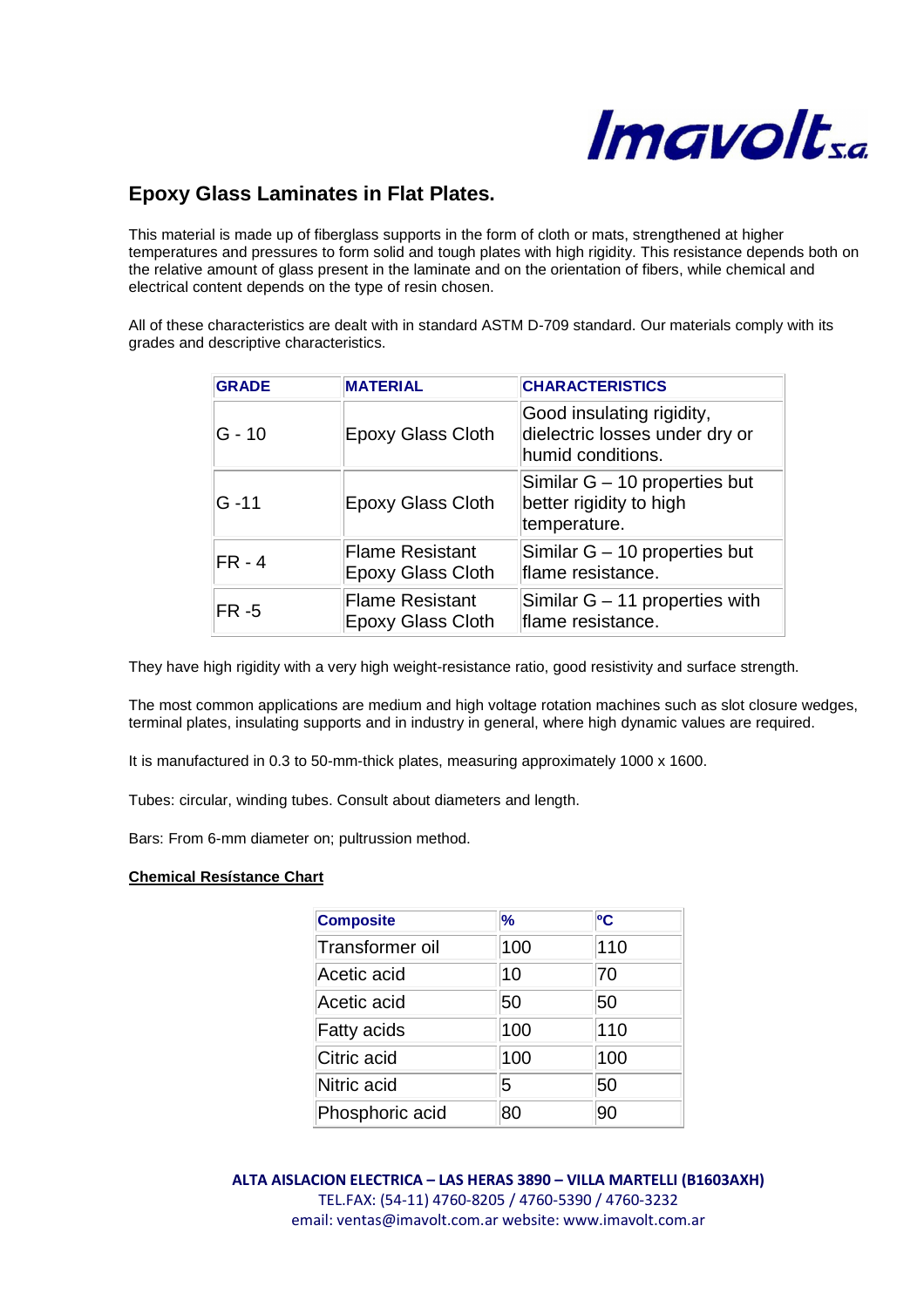Imavolt s.a.

# Epoxy Glass Laminates in Flat Plates.

This material is made up of fiberglass supports in the form of cloth or mats, strengthened at higher temperatures and pressures to form solid and tough plates with high rigidity. This resistance depends both on the relative amount of glass present in the laminate and on the orientation of fibers, while chemical and electrical content depends on the type of resin chosen.

All of these characteristics are dealt with in standard ASTM D-709 standard. Our materials comply with its grades and descriptive characteristics.

| GRADE | MATERIAL | CHARACTERISTICS |
|---|---|---|
| G - 10 | Epoxy Glass Cloth | Good insulating rigidity, dielectric losses under dry or humid conditions. |
| G -11 | Epoxy Glass Cloth | Similar G – 10 properties but better rigidity to high temperature. |
| FR - 4 | Flame Resistant Epoxy Glass Cloth | Similar G – 10 properties but flame resistance. |
| FR -5 | Flame Resistant Epoxy Glass Cloth | Similar G – 11 properties with flame resistance. |

They have high rigidity with a very high weight-resistance ratio, good resistivity and surface strength.

The most common applications are medium and high voltage rotation machines such as slot closure wedges, terminal plates, insulating supports and in industry in general, where high dynamic values are required.

It is manufactured in 0.3 to 50-mm-thick plates, measuring approximately 1000 x 1600.

Tubes: circular, winding tubes. Consult about diameters and length.

Bars: From 6-mm diameter on; pultrussion method.

**Chemical Resístance Chart**

| Composite | % | ºC |
|---|---|---|
| Transformer oil | 100 | 110 |
| Acetic acid | 10 | 70 |
| Acetic acid | 50 | 50 |
| Fatty acids | 100 | 110 |
| Citric acid | 100 | 100 |
| Nitric acid | 5 | 50 |
| Phosphoric acid | 80 | 90 |

**ALTA AISLACION ELECTRICA – LAS HERAS 3890 – VILLA MARTELLI (B1603AXH)**
TEL.FAX: (54-11) 4760-8205 / 4760-5390 / 4760-3232
email: ventas@imavolt.com.ar website: www.imavolt.com.ar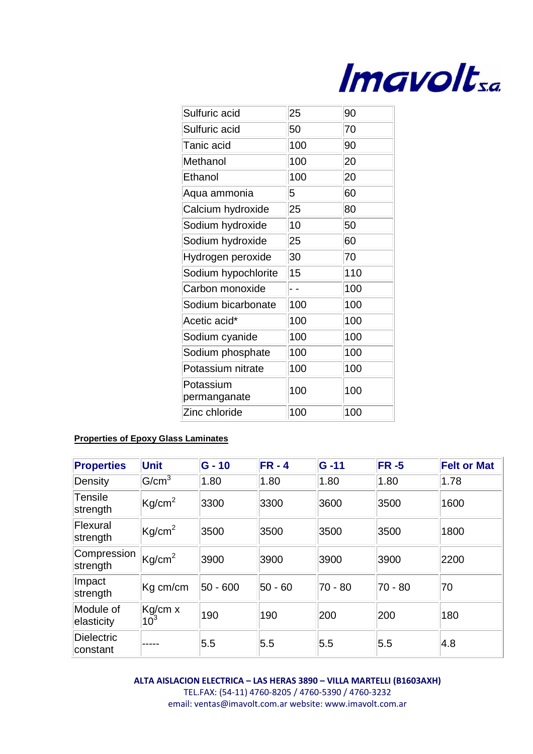| Sulfuric acid | 25 | 90 |
|---|---|---|
| Sulfuric acid | 50 | 70 |
| Tanic acid | 100 | 90 |
| Methanol | 100 | 20 |
| Ethanol | 100 | 20 |
| Aqua ammonia | 5 | 60 |
| Calcium hydroxide | 25 | 80 |
| Sodium hydroxide | 10 | 50 |
| Sodium hydroxide | 25 | 60 |
| Hydrogen peroxide | 30 | 70 |
| Sodium hypochlorite | 15 | 110 |
| Carbon monoxide | - - | 100 |
| Sodium bicarbonate | 100 | 100 |
| Acetic acid* | 100 | 100 |
| Sodium cyanide | 100 | 100 |
| Sodium phosphate | 100 | 100 |
| Potassium nitrate | 100 | 100 |
| Potassium permanganate | 100 | 100 |
| Zinc chloride | 100 | 100 |

**Properties of Epoxy Glass Laminates**

| Properties | Unit | G - 10 | FR - 4 | G -11 | FR -5 | Felt or Mat |
|---|---|---|---|---|---|---|
| Density | $G/cm^3$ | 1.80 | 1.80 | 1.80 | 1.80 | 1.78 |
| Tensile strength | $Kg/cm^2$ | 3300 | 3300 | 3600 | 3500 | 1600 |
| Flexural strength | $Kg/cm^2$ | 3500 | 3500 | 3500 | 3500 | 1800 |
| Compression strength | $Kg/cm^2$ | 3900 | 3900 | 3900 | 3900 | 2200 |
| Impact strength | Kg cm/cm | 50 - 600 | 50 - 60 | 70 - 80 | 70 - 80 | 70 |
| Module of elasticity | Kg/cm x $10^3$ | 190 | 190 | 200 | 200 | 180 |
| Dielectric constant | ----- | 5.5 | 5.5 | 5.5 | 5.5 | 4.8 |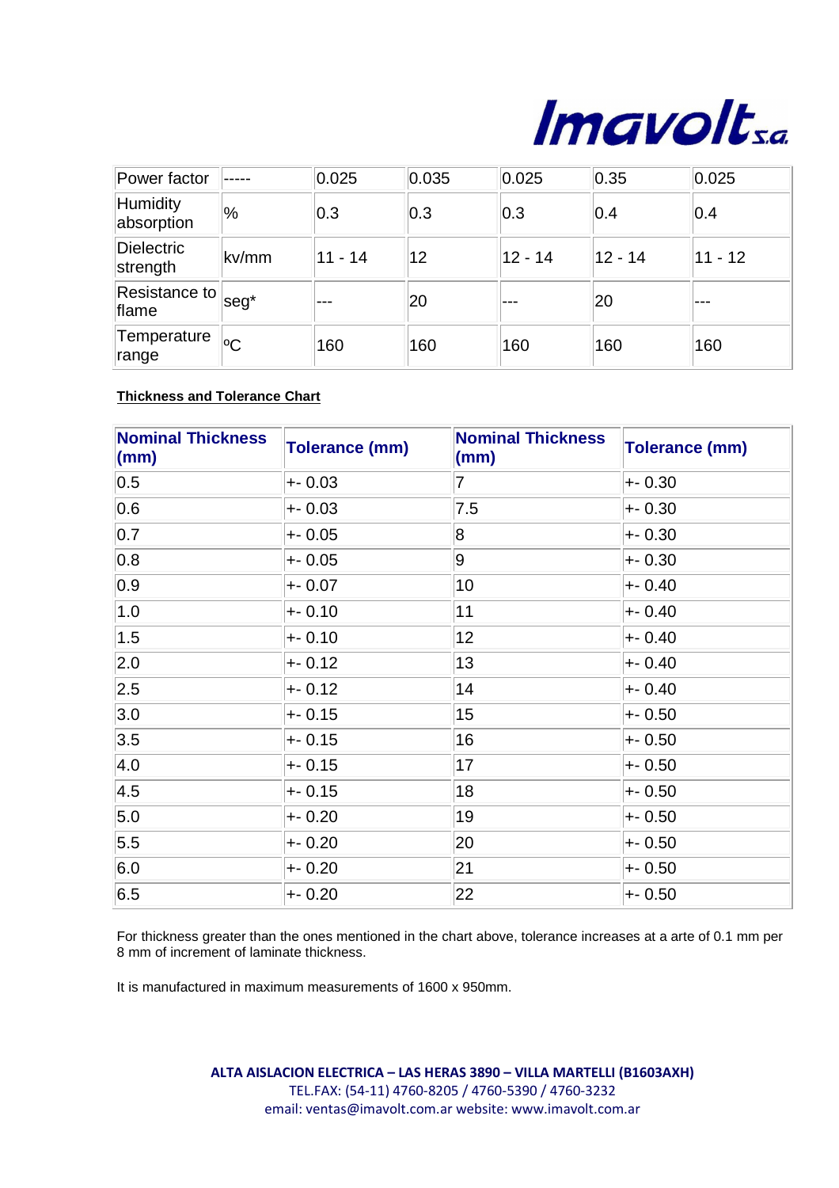| | | | | | | |
|---|---|---|---|---|---|---|
| Power factor | ----- | 0.025 | 0.035 | 0.025 | 0.35 | 0.025 |
| Humidity absorption | % | 0.3 | 0.3 | 0.3 | 0.4 | 0.4 |
| Dielectric strength | kv/mm | 11 - 14 | 12 | 12 - 14 | 12 - 14 | 11 - 12 |
| Resistance to flame | seg* | --- | 20 | --- | 20 | --- |
| Temperature range | ºC | 160 | 160 | 160 | 160 | 160 |

**Thickness and Tolerance Chart**

| Nominal Thickness (mm) | Tolerance (mm) | Nominal Thickness (mm) | Tolerance (mm) |
|---|---|---|---|
| 0.5 | +- 0.03 | 7 | +- 0.30 |
| 0.6 | +- 0.03 | 7.5 | +- 0.30 |
| 0.7 | +- 0.05 | 8 | +- 0.30 |
| 0.8 | +- 0.05 | 9 | +- 0.30 |
| 0.9 | +- 0.07 | 10 | +- 0.40 |
| 1.0 | +- 0.10 | 11 | +- 0.40 |
| 1.5 | +- 0.10 | 12 | +- 0.40 |
| 2.0 | +- 0.12 | 13 | +- 0.40 |
| 2.5 | +- 0.12 | 14 | +- 0.40 |
| 3.0 | +- 0.15 | 15 | +- 0.50 |
| 3.5 | +- 0.15 | 16 | +- 0.50 |
| 4.0 | +- 0.15 | 17 | +- 0.50 |
| 4.5 | +- 0.15 | 18 | +- 0.50 |
| 5.0 | +- 0.20 | 19 | +- 0.50 |
| 5.5 | +- 0.20 | 20 | +- 0.50 |
| 6.0 | +- 0.20 | 21 | +- 0.50 |
| 6.5 | +- 0.20 | 22 | +- 0.50 |

For thickness greater than the ones mentioned in the chart above, tolerance increases at a arte of 0.1 mm per 8 mm of increment of laminate thickness.

It is manufactured in maximum measurements of 1600 x 950mm.

**ALTA AISLACION ELECTRICA – LAS HERAS 3890 – VILLA MARTELLI (B1603AXH)**
TEL.FAX: (54-11) 4760-8205 / 4760-5390 / 4760-3232
email: ventas@imavolt.com.ar website: www.imavolt.com.ar